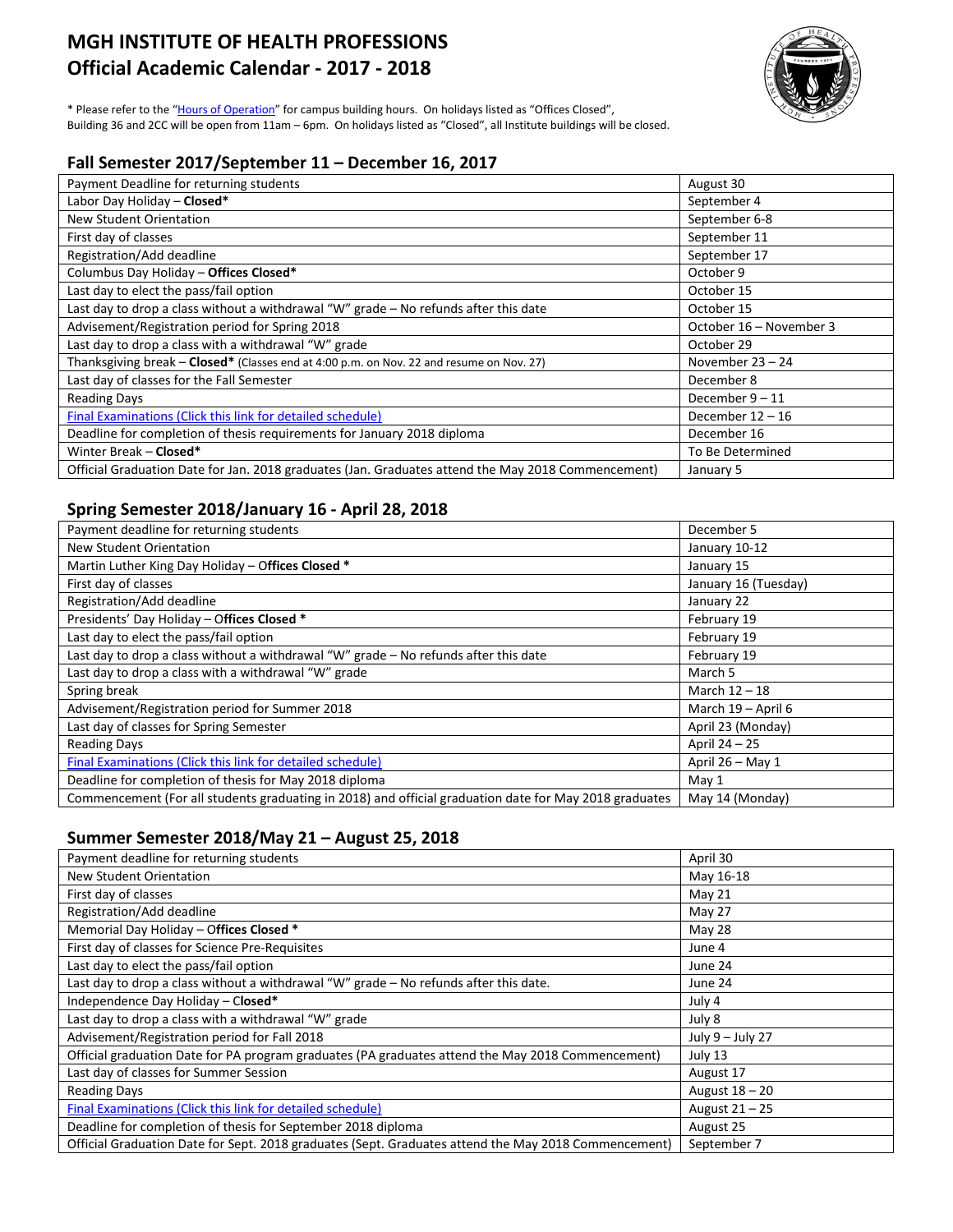# MGH INSTITUTE OF HEALTH PROFESSIONS
# Official Academic Calendar - 2017 - 2018

* Please refer to the "Hours of Operation" for campus building hours. On holidays listed as "Offices Closed", Building 36 and 2CC will be open from 11am – 6pm. On holidays listed as "Closed", all Institute buildings will be closed.

## Fall Semester 2017/September 11 – December 16, 2017

| | |
|---|---|
| Payment Deadline for returning students | August 30 |
| Labor Day Holiday – **Closed*** | September 4 |
| New Student Orientation | September 6-8 |
| First day of classes | September 11 |
| Registration/Add deadline | September 17 |
| Columbus Day Holiday – **Offices Closed*** | October 9 |
| Last day to elect the pass/fail option | October 15 |
| Last day to drop a class without a withdrawal "W" grade – No refunds after this date | October 15 |
| Advisement/Registration period for Spring 2018 | October 16 – November 3 |
| Last day to drop a class with a withdrawal "W" grade | October 29 |
| Thanksgiving break – **Closed*** (Classes end at 4:00 p.m. on Nov. 22 and resume on Nov. 27) | November 23 – 24 |
| Last day of classes for the Fall Semester | December 8 |
| Reading Days | December 9 – 11 |
| Final Examinations (Click this link for detailed schedule) | December 12 – 16 |
| Deadline for completion of thesis requirements for January 2018 diploma | December 16 |
| Winter Break – **Closed*** | To Be Determined |
| Official Graduation Date for Jan. 2018 graduates (Jan. Graduates attend the May 2018 Commencement) | January 5 |

## Spring Semester 2018/January 16 - April 28, 2018

| | |
|---|---|
| Payment deadline for returning students | December 5 |
| New Student Orientation | January 10-12 |
| Martin Luther King Day Holiday – **Offices Closed** * | January 15 |
| First day of classes | January 16 (Tuesday) |
| Registration/Add deadline | January 22 |
| Presidents' Day Holiday – **Offices Closed** * | February 19 |
| Last day to elect the pass/fail option | February 19 |
| Last day to drop a class without a withdrawal "W" grade – No refunds after this date | February 19 |
| Last day to drop a class with a withdrawal "W" grade | March 5 |
| Spring break | March 12 – 18 |
| Advisement/Registration period for Summer 2018 | March 19 – April 6 |
| Last day of classes for Spring Semester | April 23 (Monday) |
| Reading Days | April 24 – 25 |
| Final Examinations (Click this link for detailed schedule) | April 26 – May 1 |
| Deadline for completion of thesis for May 2018 diploma | May 1 |
| Commencement (For all students graduating in 2018) and official graduation date for May 2018 graduates | May 14 (Monday) |

## Summer Semester 2018/May 21 – August 25, 2018

| | |
|---|---|
| Payment deadline for returning students | April 30 |
| New Student Orientation | May 16-18 |
| First day of classes | May 21 |
| Registration/Add deadline | May 27 |
| Memorial Day Holiday – **Offices Closed** * | May 28 |
| First day of classes for Science Pre-Requisites | June 4 |
| Last day to elect the pass/fail option | June 24 |
| Last day to drop a class without a withdrawal "W" grade – No refunds after this date. | June 24 |
| Independence Day Holiday – **Closed*** | July 4 |
| Last day to drop a class with a withdrawal "W" grade | July 8 |
| Advisement/Registration period for Fall 2018 | July 9 – July 27 |
| Official graduation Date for PA program graduates (PA graduates attend the May 2018 Commencement) | July 13 |
| Last day of classes for Summer Session | August 17 |
| Reading Days | August 18 – 20 |
| Final Examinations (Click this link for detailed schedule) | August 21 – 25 |
| Deadline for completion of thesis for September 2018 diploma | August 25 |
| Official Graduation Date for Sept. 2018 graduates (Sept. Graduates attend the May 2018 Commencement) | September 7 |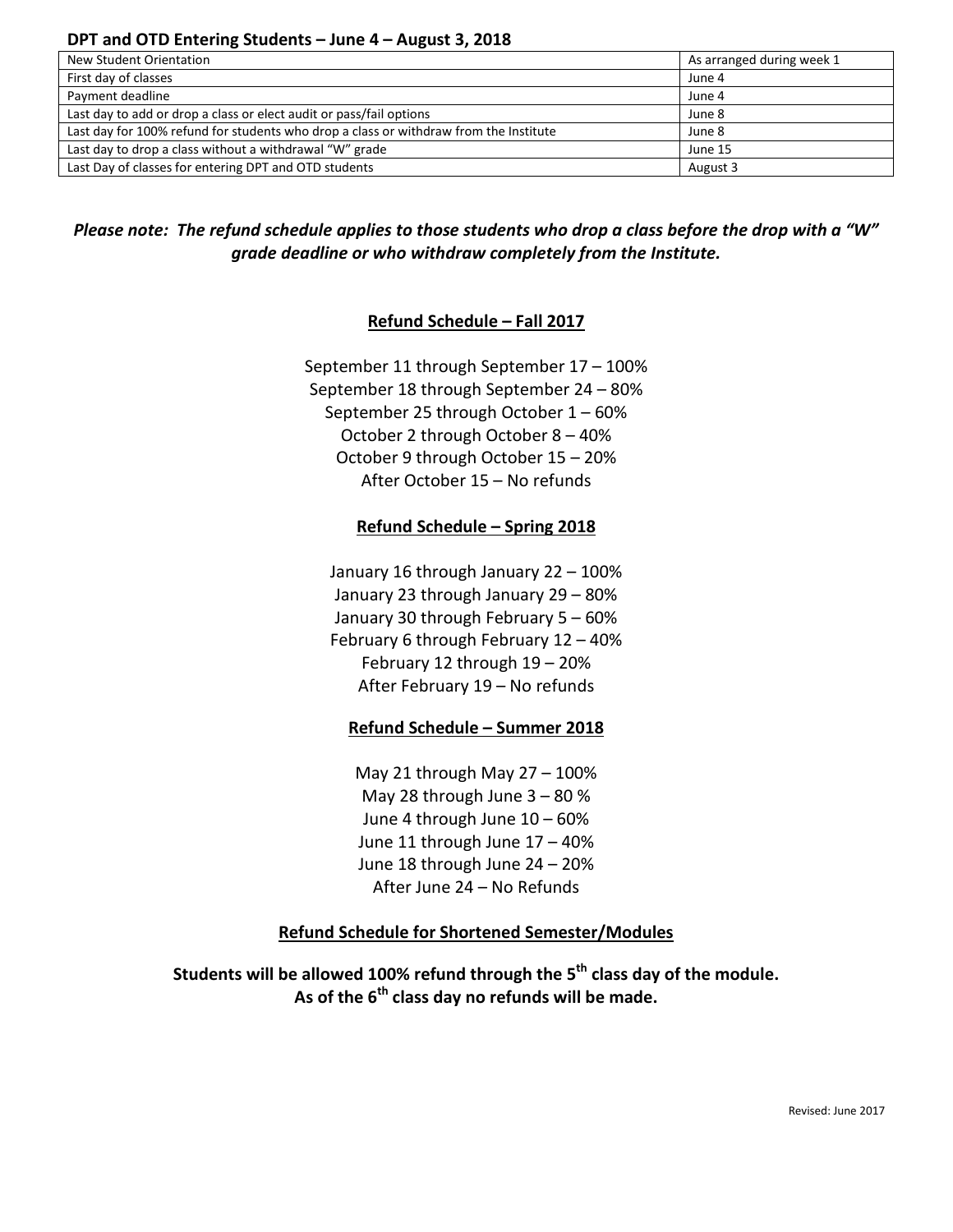**DPT and OTD Entering Students – June 4 – August 3, 2018**

| | |
|---|---|
| New Student Orientation | As arranged during week 1 |
| First day of classes | June 4 |
| Payment deadline | June 4 |
| Last day to add or drop a class or elect audit or pass/fail options | June 8 |
| Last day for 100% refund for students who drop a class or withdraw from the Institute | June 8 |
| Last day to drop a class without a withdrawal "W" grade | June 15 |
| Last Day of classes for entering DPT and OTD students | August 3 |

***Please note: The refund schedule applies to those students who drop a class before the drop with a "W" grade deadline or who withdraw completely from the Institute.***

## Refund Schedule – Fall 2017

September 11 through September 17 – 100%
September 18 through September 24 – 80%
September 25 through October 1 – 60%
October 2 through October 8 – 40%
October 9 through October 15 – 20%
After October 15 – No refunds

## Refund Schedule – Spring 2018

January 16 through January 22 – 100%
January 23 through January 29 – 80%
January 30 through February 5 – 60%
February 6 through February 12 – 40%
February 12 through 19 – 20%
After February 19 – No refunds

## Refund Schedule – Summer 2018

May 21 through May 27 – 100%
May 28 through June 3 – 80 %
June 4 through June 10 – 60%
June 11 through June 17 – 40%
June 18 through June 24 – 20%
After June 24 – No Refunds

## Refund Schedule for Shortened Semester/Modules

**Students will be allowed 100% refund through the 5th class day of the module.**
**As of the 6th class day no refunds will be made.**

Revised: June 2017